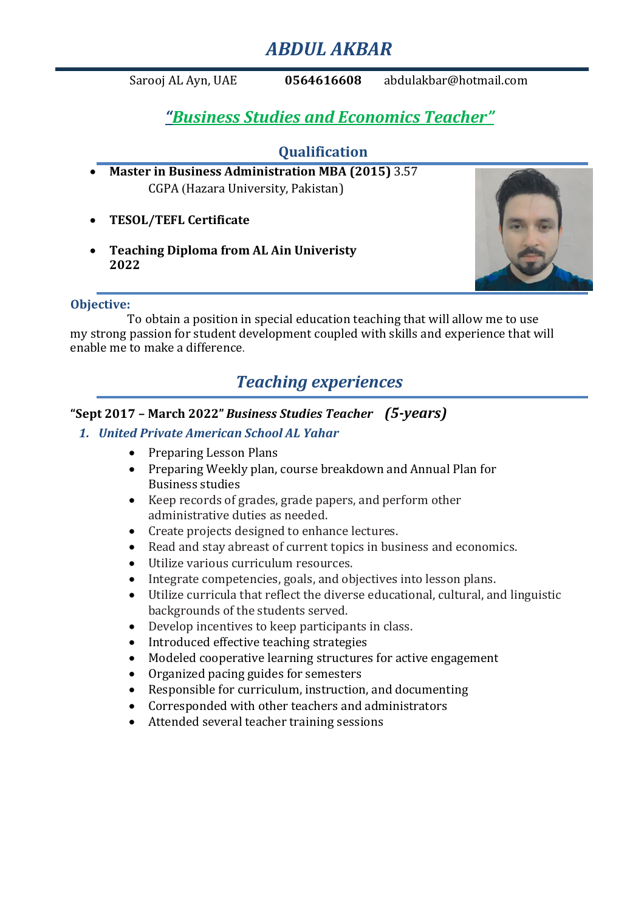# ABDUL AKBAR

Sarooj AL Ayn, UAE **0564616608** abdulakbar@hotmail.com

## *"Business Studies and Economics Teacher"*

## Qualification

- **Master in Business Administration MBA (2015)** 3.57 CGPA (Hazara University, Pakistan)
- **TESOL/TEFL Certificate**
- **Teaching Diploma from AL Ain Univeristy 2022**

**Objective:**

To obtain a position in special education teaching that will allow me to use my strong passion for student development coupled with skills and experience that will enable me to make a difference.

## *Teaching experiences*

**"Sept 2017 – March 2022"** ***Business Studies Teacher*** ***(5-years)***

1. ***United Private American School AL Yahar***

- Preparing Lesson Plans
- Preparing Weekly plan, course breakdown and Annual Plan for Business studies
- Keep records of grades, grade papers, and perform other administrative duties as needed.
- Create projects designed to enhance lectures.
- Read and stay abreast of current topics in business and economics.
- Utilize various curriculum resources.
- Integrate competencies, goals, and objectives into lesson plans.
- Utilize curricula that reflect the diverse educational, cultural, and linguistic backgrounds of the students served.
- Develop incentives to keep participants in class.
- Introduced effective teaching strategies
- Modeled cooperative learning structures for active engagement
- Organized pacing guides for semesters
- Responsible for curriculum, instruction, and documenting
- Corresponded with other teachers and administrators
- Attended several teacher training sessions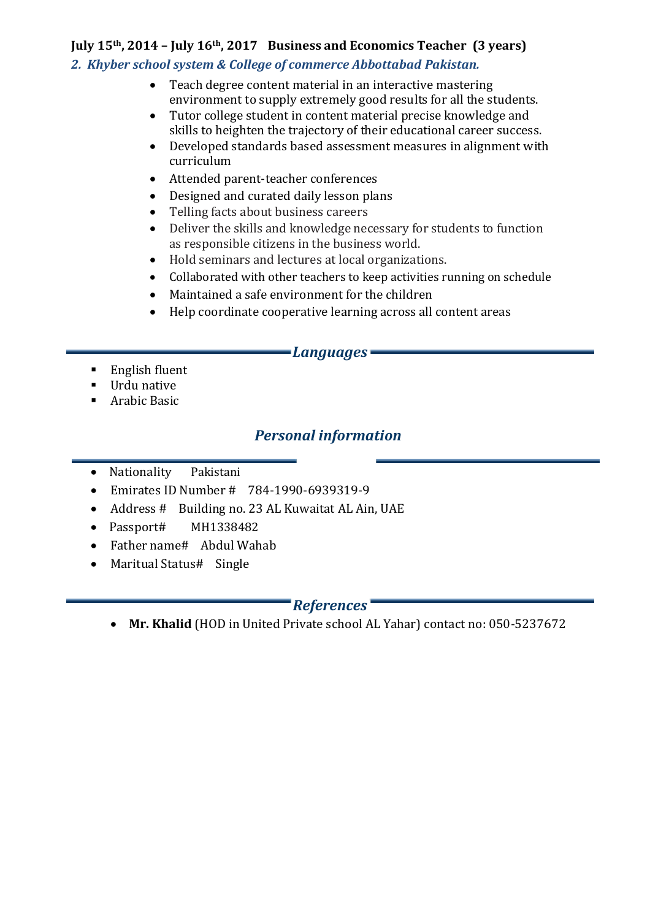**July 15th, 2014 – July 16th, 2017 Business and Economics Teacher (3 years)**

***2. Khyber school system & College of commerce Abbottabad Pakistan.***

- Teach degree content material in an interactive mastering environment to supply extremely good results for all the students.
- Tutor college student in content material precise knowledge and skills to heighten the trajectory of their educational career success.
- Developed standards based assessment measures in alignment with curriculum
- Attended parent-teacher conferences
- Designed and curated daily lesson plans
- Telling facts about business careers
- Deliver the skills and knowledge necessary for students to function as responsible citizens in the business world.
- Hold seminars and lectures at local organizations.
- Collaborated with other teachers to keep activities running on schedule
- Maintained a safe environment for the children
- Help coordinate cooperative learning across all content areas

## *Languages*

- English fluent
- Urdu native
- Arabic Basic

## *Personal information*

- Nationality Pakistani
- Emirates ID Number # 784-1990-6939319-9
- Address # Building no. 23 AL Kuwaitat AL Ain, UAE
- Passport# MH1338482
- Father name# Abdul Wahab
- Maritual Status# Single

## *References*

- **Mr. Khalid** (HOD in United Private school AL Yahar) contact no: 050-5237672